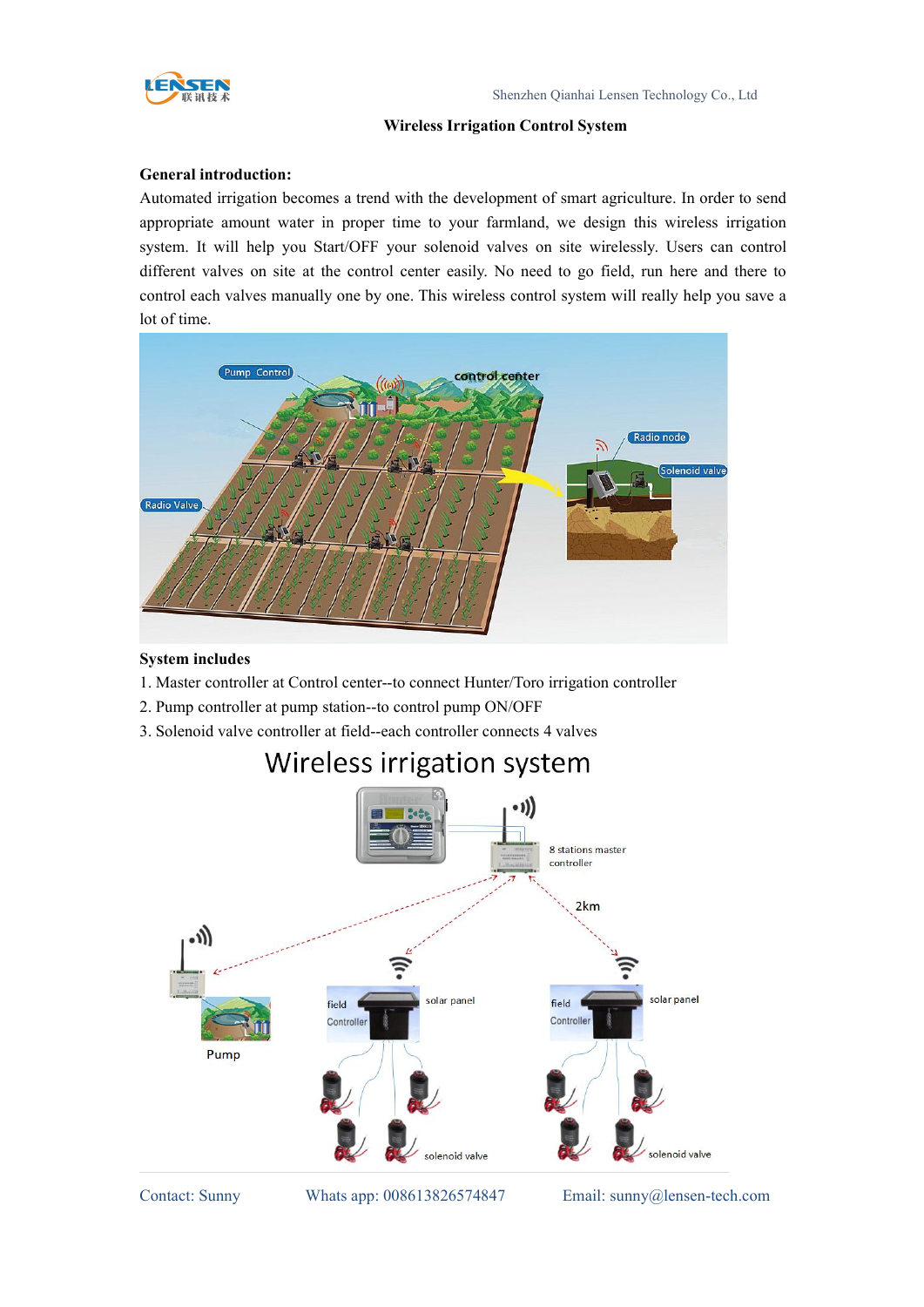# Wireless Irrigation Control System

**General introduction:**

Automated irrigation becomes a trend with the development of smart agriculture. In order to send appropriate amount water in proper time to your farmland, we design this wireless irrigation system. It will help you Start/OFF your solenoid valves on site wirelessly. Users can control different valves on site at the control center easily. No need to go field, run here and there to control each valves manually one by one. This wireless control system will really help you save a lot of time.

**System includes**

1. Master controller at Control center--to connect Hunter/Toro irrigation controller
2. Pump controller at pump station--to control pump ON/OFF
3. Solenoid valve controller at field--each controller connects 4 valves

Contact: Sunny Whats app: 008613826574847 Email: sunny@lensen-tech.com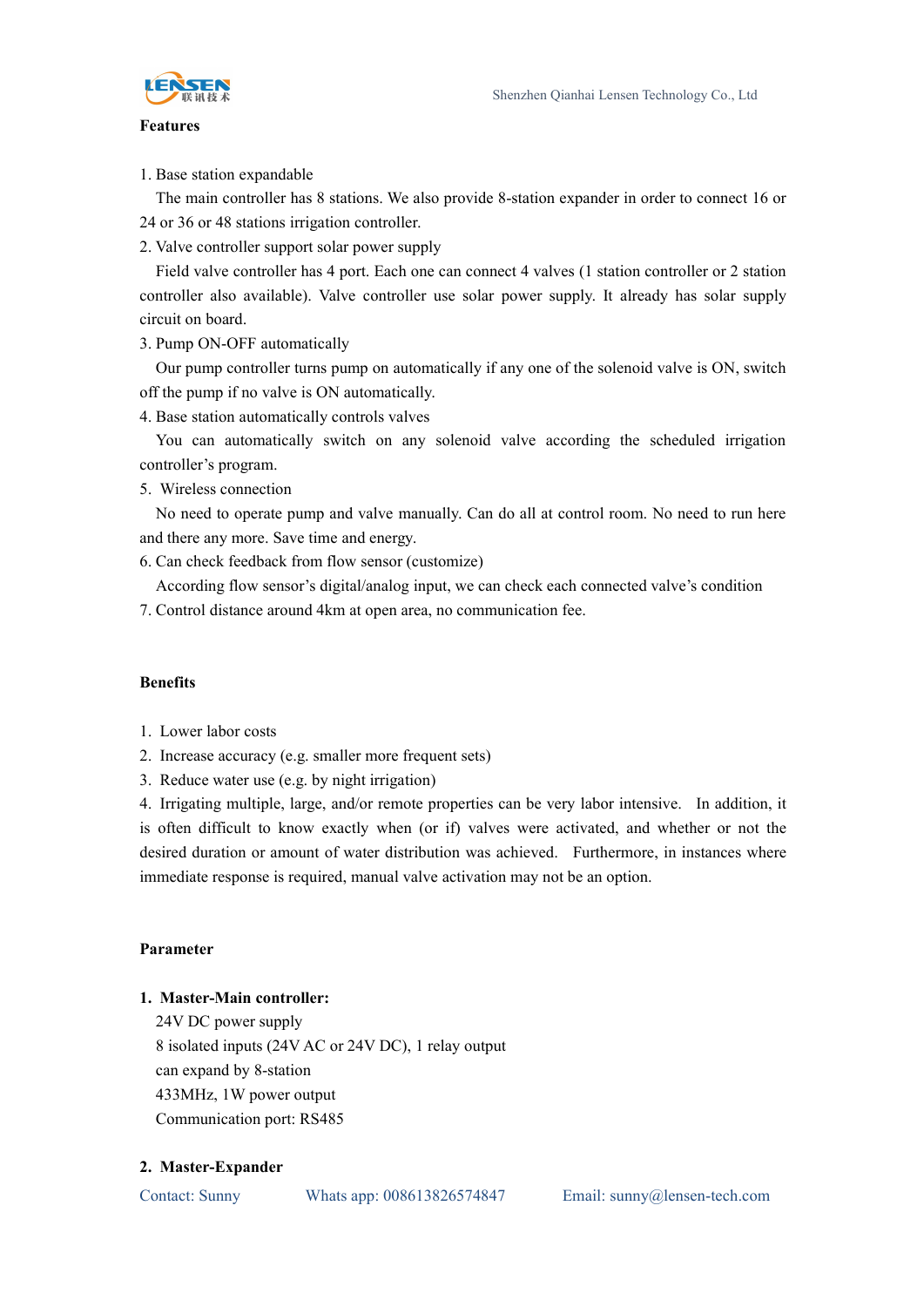**Features**

1. Base station expandable

   The main controller has 8 stations. We also provide 8-station expander in order to connect 16 or 24 or 36 or 48 stations irrigation controller.

2. Valve controller support solar power supply

   Field valve controller has 4 port. Each one can connect 4 valves (1 station controller or 2 station controller also available). Valve controller use solar power supply. It already has solar supply circuit on board.

3. Pump ON-OFF automatically

   Our pump controller turns pump on automatically if any one of the solenoid valve is ON, switch off the pump if no valve is ON automatically.

4. Base station automatically controls valves

   You can automatically switch on any solenoid valve according the scheduled irrigation controller's program.

5. Wireless connection

   No need to operate pump and valve manually. Can do all at control room. No need to run here and there any more. Save time and energy.

6. Can check feedback from flow sensor (customize)

   According flow sensor's digital/analog input, we can check each connected valve's condition

7. Control distance around 4km at open area, no communication fee.

**Benefits**

1. Lower labor costs
2. Increase accuracy (e.g. smaller more frequent sets)
3. Reduce water use (e.g. by night irrigation)
4. Irrigating multiple, large, and/or remote properties can be very labor intensive. In addition, it is often difficult to know exactly when (or if) valves were activated, and whether or not the desired duration or amount of water distribution was achieved. Furthermore, in instances where immediate response is required, manual valve activation may not be an option.

**Parameter**

1. **Master-Main controller:**

   24V DC power supply
   8 isolated inputs (24V AC or 24V DC), 1 relay output
   can expand by 8-station
   433MHz, 1W power output
   Communication port: RS485

2. **Master-Expander**

Contact: Sunny Whats app: 008613826574847 Email: sunny@lensen-tech.com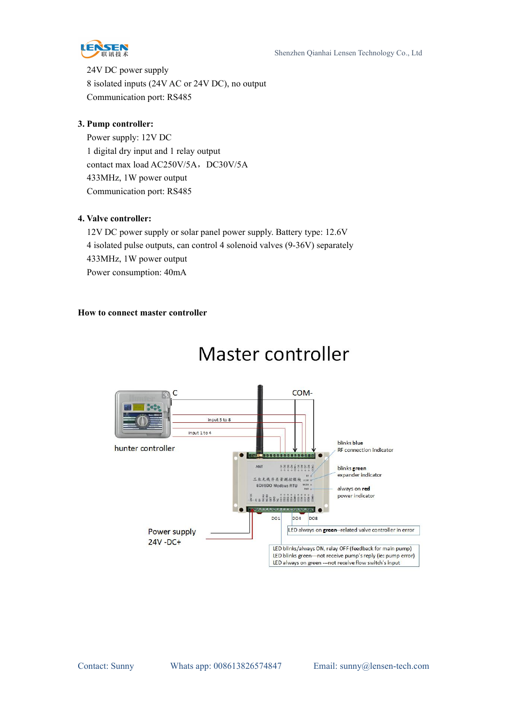24V DC power supply

8 isolated inputs (24V AC or 24V DC), no output

Communication port: RS485

**3. Pump controller:**

Power supply: 12V DC

1 digital dry input and 1 relay output

contact max load AC250V/5A，DC30V/5A

433MHz, 1W power output

Communication port: RS485

**4. Valve controller:**

12V DC power supply or solar panel power supply. Battery type: 12.6V

4 isolated pulse outputs, can control 4 solenoid valves (9-36V) separately

433MHz, 1W power output

Power consumption: 40mA

**How to connect master controller**

Master controller

C

COM-

input 5 to 8

input 1 to 4

hunter controller

blinks blue
RF connection indicator

blinks green
expander indicator

always on red
power indicator

DO1 DO4 DO8

LED always on green--related valve controller in error

Power supply
24V -DC+

LED blinks/always ON, relay OFF (feedback for main pump)
LED blinks green---not receive pump's reply (ie: pump error)
LED always on green ---not receive flow switch's input

Contact: Sunny    Whats app: 008613826574847    Email: sunny@lensen-tech.com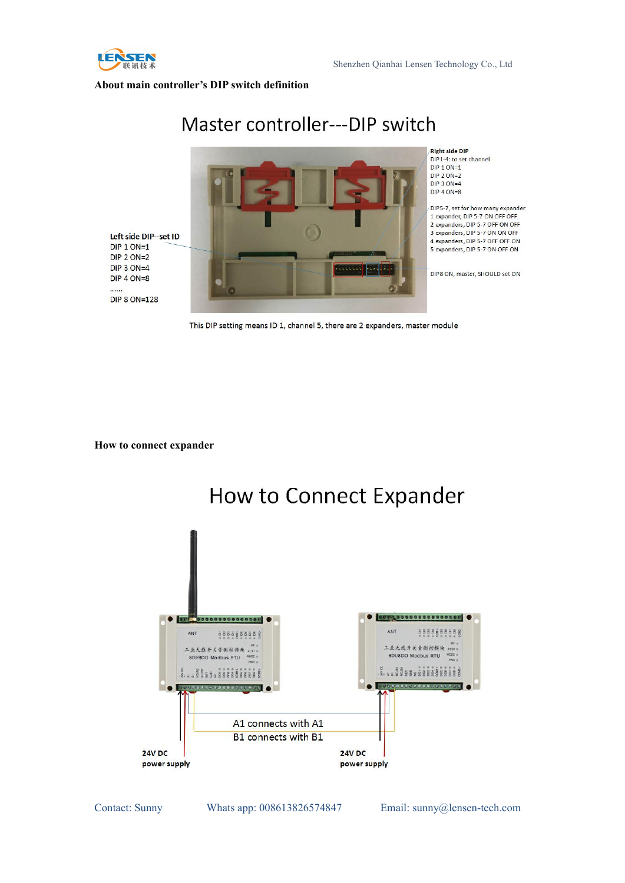**About main controller's DIP switch definition**

# Master controller---DIP switch

Right side DIP
DIP1-4: to set channel
DIP 1 ON=1
DIP 2 ON=2
DIP 3 ON=4
DIP 4 ON=8

DIP5-7, set for how many expander
1 expander, DIP 5-7 ON OFF OFF
2 expanders, DIP 5-7 OFF ON OFF
3 expanders, DIP 5-7 ON ON OFF
4 expanders, DIP 5-7 OFF OFF ON
5 expanders, DIP 5-7 ON OFF ON

DIP8 ON, master, SHOULD set ON

Left side DIP--set ID
DIP 1 ON=1
DIP 2 ON=2
DIP 3 ON=4
DIP 4 ON=8
......
DIP 8 ON=128

This DIP setting means ID 1, channel 5, there are 2 expanders, master module

**How to connect expander**

# How to Connect Expander

A1 connects with A1
B1 connects with B1

24V DC power supply

24V DC power supply

Contact: Sunny Whats app: 008613826574847 Email: sunny@lensen-tech.com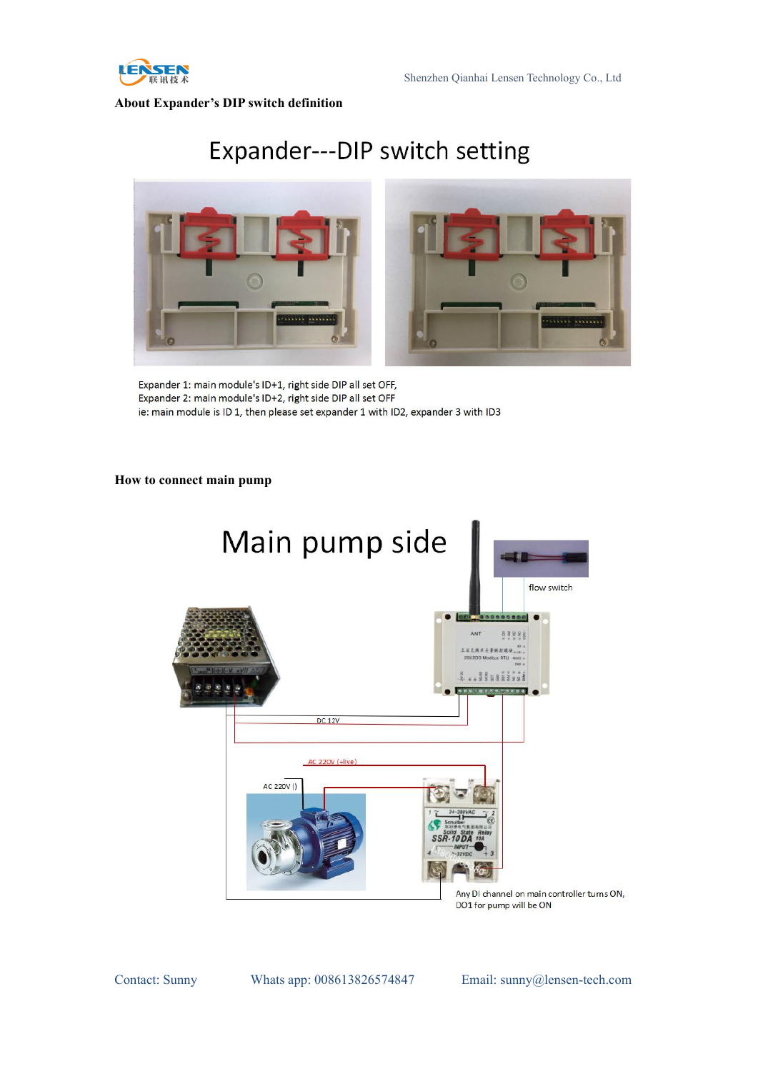**About Expander's DIP switch definition**

Expander---DIP switch setting

Expander 1: main module's ID+1, right side DIP all set OFF,
Expander 2: main module's ID+2, right side DIP all set OFF
ie: main module is ID 1, then please set expander 1 with ID2, expander 3 with ID3

**How to connect main pump**

Main pump side

flow switch

DC 12V

AC 220V (+live)

AC 220V (-)

Any DI channel on main controller turns ON, DO1 for pump will be ON

Contact: Sunny Whats app: 008613826574847 Email: sunny@lensen-tech.com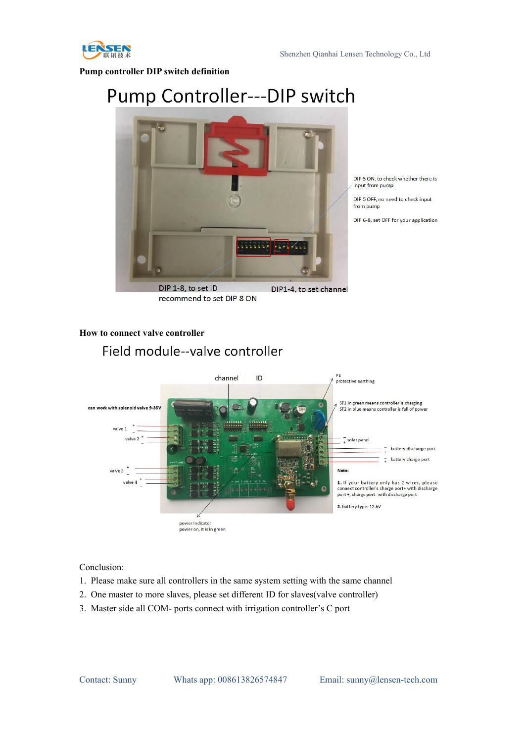**Pump controller DIP switch definition**

Pump Controller---DIP switch

DIP 5 ON, to check whether there is input from pump

DIP 5 OFF, no need to check input from pump

DIP 6-8, set OFF for your application

DIP 1-8, to set ID
recommend to set DIP 8 ON

DIP1-4, to set channel

**How to connect valve controller**

Field module--valve controller

channel

ID

PE
protective earthing

can work with solenoid valve 9-36V

valve 1 + -

valve 2 + -

valve 3 + -

valve 4 + -

ST1 in green means controller is charging
ST2 in blue means controller is full of power

- + solar panel

- + battery discharge port

- + battery charge port

**Note:**

**1.** If your battery only has 2 wires, please connect controller's charge port+ with discharge port +, charge port- with discharge port -

**2.** battery type: 12.6V

power indicator
power on, it is in green

Conclusion:

1. Please make sure all controllers in the same system setting with the same channel
2. One master to more slaves, please set different ID for slaves(valve controller)
3. Master side all COM- ports connect with irrigation controller's C port

Contact: Sunny Whats app: 008613826574847 Email: sunny@lensen-tech.com